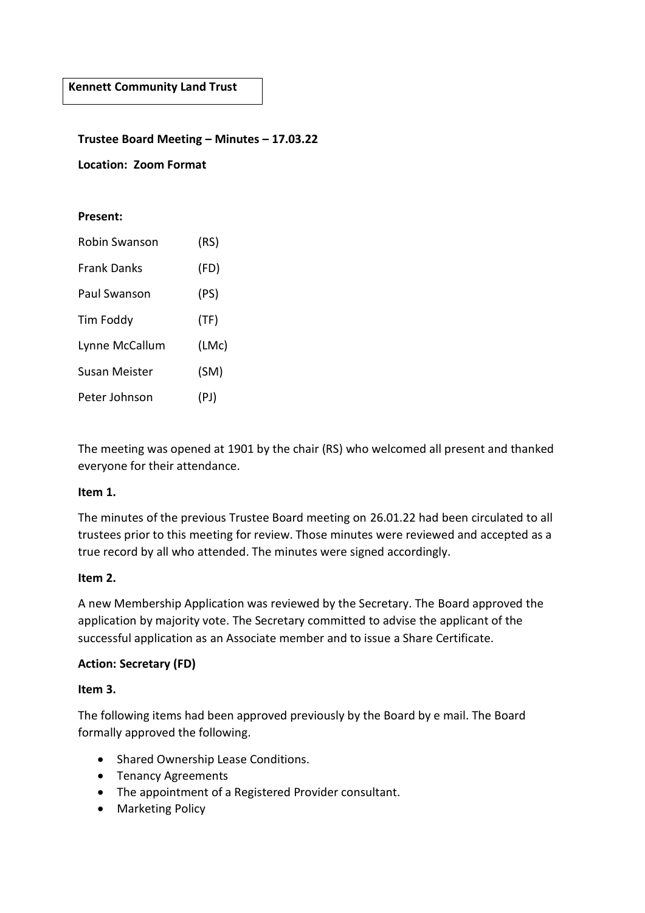**Kennett Community Land Trust**

**Trustee Board Meeting – Minutes – 17.03.22**

**Location: Zoom Format**

**Present:**

| | |
|---|---|
| Robin Swanson | (RS) |
| Frank Danks | (FD) |
| Paul Swanson | (PS) |
| Tim Foddy | (TF) |
| Lynne McCallum | (LMc) |
| Susan Meister | (SM) |
| Peter Johnson | (PJ) |

The meeting was opened at 1901 by the chair (RS) who welcomed all present and thanked everyone for their attendance.

**Item 1.**

The minutes of the previous Trustee Board meeting on 26.01.22 had been circulated to all trustees prior to this meeting for review. Those minutes were reviewed and accepted as a true record by all who attended. The minutes were signed accordingly.

**Item 2.**

A new Membership Application was reviewed by the Secretary. The Board approved the application by majority vote. The Secretary committed to advise the applicant of the successful application as an Associate member and to issue a Share Certificate.

**Action: Secretary (FD)**

**Item 3.**

The following items had been approved previously by the Board by e mail. The Board formally approved the following.

- Shared Ownership Lease Conditions.
- Tenancy Agreements
- The appointment of a Registered Provider consultant.
- Marketing Policy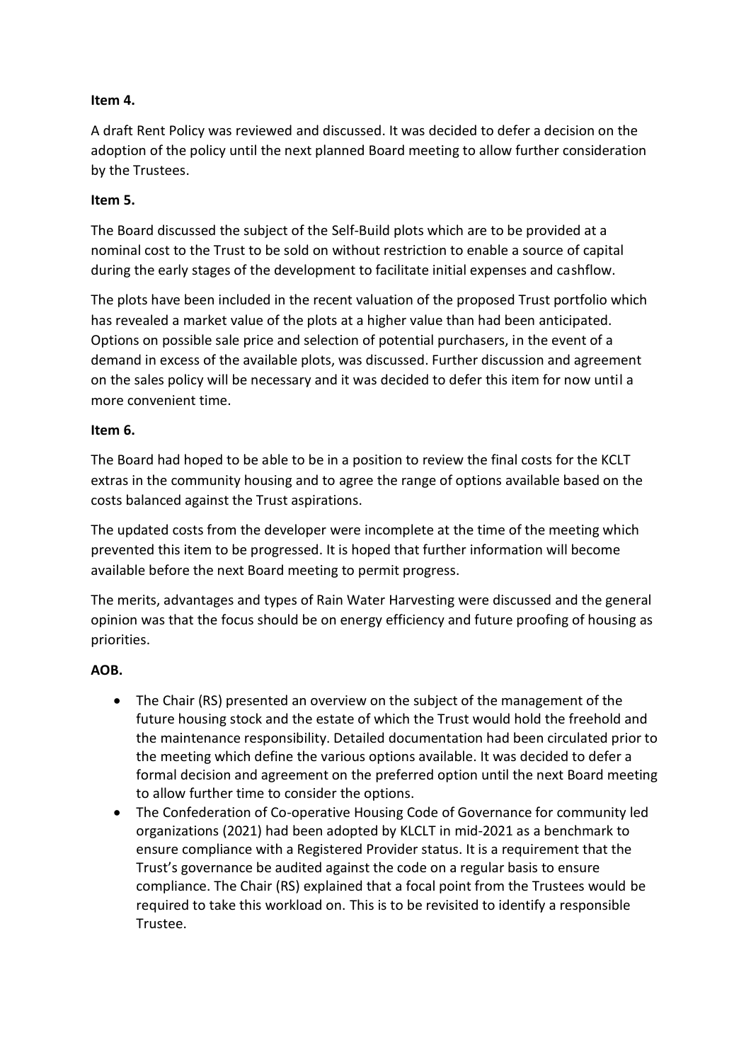**Item 4.**

A draft Rent Policy was reviewed and discussed. It was decided to defer a decision on the adoption of the policy until the next planned Board meeting to allow further consideration by the Trustees.

**Item 5.**

The Board discussed the subject of the Self-Build plots which are to be provided at a nominal cost to the Trust to be sold on without restriction to enable a source of capital during the early stages of the development to facilitate initial expenses and cashflow.

The plots have been included in the recent valuation of the proposed Trust portfolio which has revealed a market value of the plots at a higher value than had been anticipated. Options on possible sale price and selection of potential purchasers, in the event of a demand in excess of the available plots, was discussed. Further discussion and agreement on the sales policy will be necessary and it was decided to defer this item for now until a more convenient time.

**Item 6.**

The Board had hoped to be able to be in a position to review the final costs for the KCLT extras in the community housing and to agree the range of options available based on the costs balanced against the Trust aspirations.

The updated costs from the developer were incomplete at the time of the meeting which prevented this item to be progressed. It is hoped that further information will become available before the next Board meeting to permit progress.

The merits, advantages and types of Rain Water Harvesting were discussed and the general opinion was that the focus should be on energy efficiency and future proofing of housing as priorities.

**AOB.**

- The Chair (RS) presented an overview on the subject of the management of the future housing stock and the estate of which the Trust would hold the freehold and the maintenance responsibility. Detailed documentation had been circulated prior to the meeting which define the various options available. It was decided to defer a formal decision and agreement on the preferred option until the next Board meeting to allow further time to consider the options.
- The Confederation of Co-operative Housing Code of Governance for community led organizations (2021) had been adopted by KLCLT in mid-2021 as a benchmark to ensure compliance with a Registered Provider status. It is a requirement that the Trust's governance be audited against the code on a regular basis to ensure compliance. The Chair (RS) explained that a focal point from the Trustees would be required to take this workload on. This is to be revisited to identify a responsible Trustee.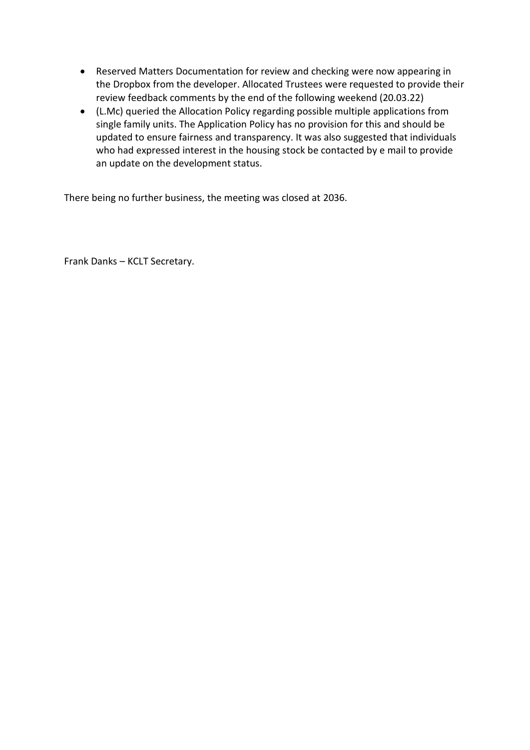- Reserved Matters Documentation for review and checking were now appearing in the Dropbox from the developer. Allocated Trustees were requested to provide their review feedback comments by the end of the following weekend (20.03.22)
- (L.Mc) queried the Allocation Policy regarding possible multiple applications from single family units. The Application Policy has no provision for this and should be updated to ensure fairness and transparency. It was also suggested that individuals who had expressed interest in the housing stock be contacted by e mail to provide an update on the development status.

There being no further business, the meeting was closed at 2036.

Frank Danks – KCLT Secretary.